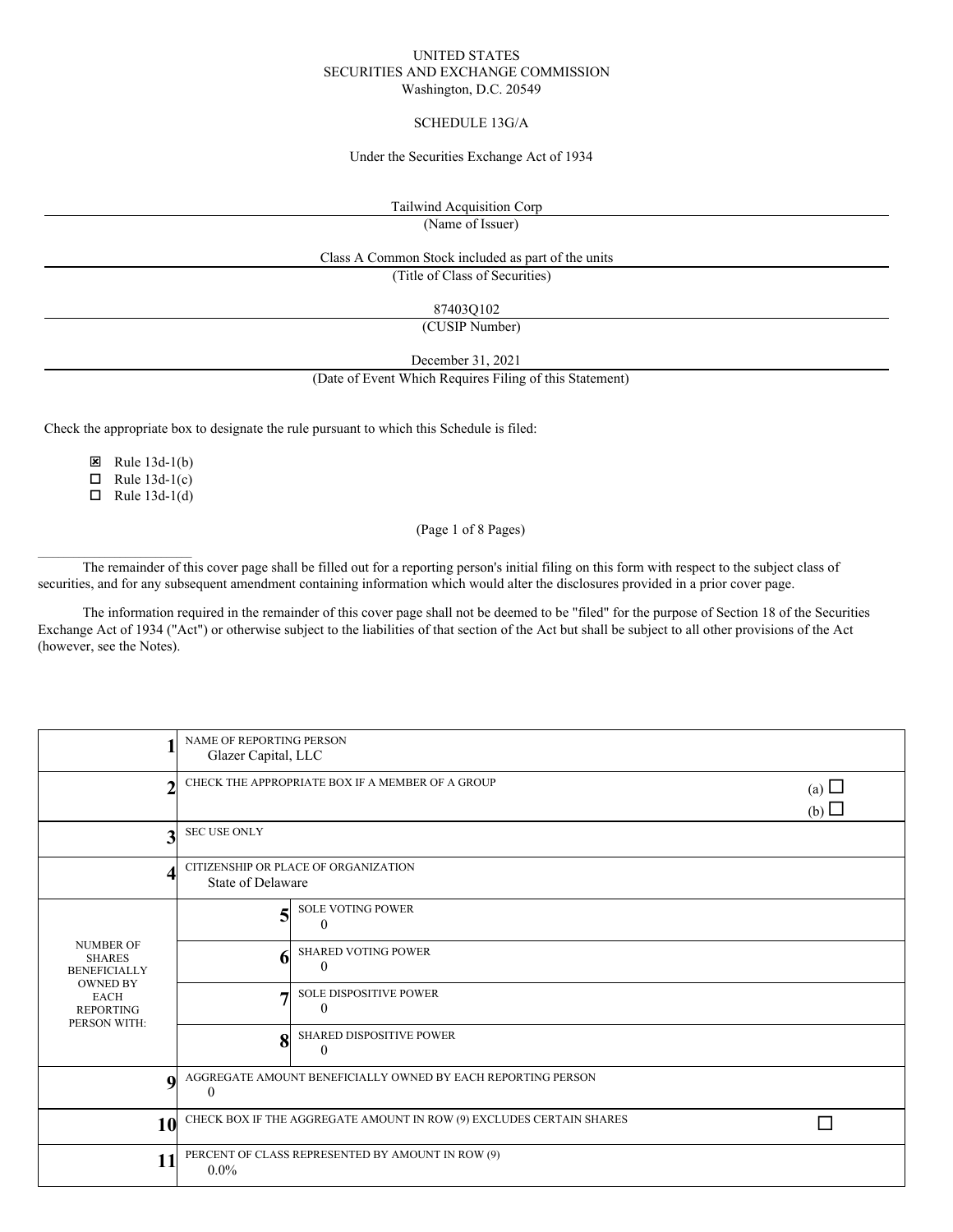UNITED STATES
SECURITIES AND EXCHANGE COMMISSION
Washington, D.C. 20549

SCHEDULE 13G/A

Under the Securities Exchange Act of 1934

Tailwind Acquisition Corp
(Name of Issuer)

Class A Common Stock included as part of the units
(Title of Class of Securities)

87403Q102
(CUSIP Number)

December 31, 2021
(Date of Event Which Requires Filing of this Statement)

Check the appropriate box to designate the rule pursuant to which this Schedule is filed:

- ☒ Rule 13d-1(b)
- ☐ Rule 13d-1(c)
- ☐ Rule 13d-1(d)

(Page 1 of 8 Pages)

---

The remainder of this cover page shall be filled out for a reporting person's initial filing on this form with respect to the subject class of securities, and for any subsequent amendment containing information which would alter the disclosures provided in a prior cover page.

The information required in the remainder of this cover page shall not be deemed to be "filed" for the purpose of Section 18 of the Securities Exchange Act of 1934 ("Act") or otherwise subject to the liabilities of that section of the Act but shall be subject to all other provisions of the Act (however, see the Notes).

| | | |
|---|---|---|
| **1** | NAME OF REPORTING PERSON<br>Glazer Capital, LLC | |
| **2** | CHECK THE APPROPRIATE BOX IF A MEMBER OF A GROUP | (a) ☐<br>(b) ☐ |
| **3** | SEC USE ONLY | |
| **4** | CITIZENSHIP OR PLACE OF ORGANIZATION<br>State of Delaware | |
| NUMBER OF SHARES BENEFICIALLY OWNED BY EACH REPORTING PERSON WITH: | **5** | SOLE VOTING POWER<br>0 |
| | **6** | SHARED VOTING POWER<br>0 |
| | **7** | SOLE DISPOSITIVE POWER<br>0 |
| | **8** | SHARED DISPOSITIVE POWER<br>0 |
| **9** | AGGREGATE AMOUNT BENEFICIALLY OWNED BY EACH REPORTING PERSON<br>0 | |
| **10** | CHECK BOX IF THE AGGREGATE AMOUNT IN ROW (9) EXCLUDES CERTAIN SHARES | ☐ |
| **11** | PERCENT OF CLASS REPRESENTED BY AMOUNT IN ROW (9)<br>0.0% | |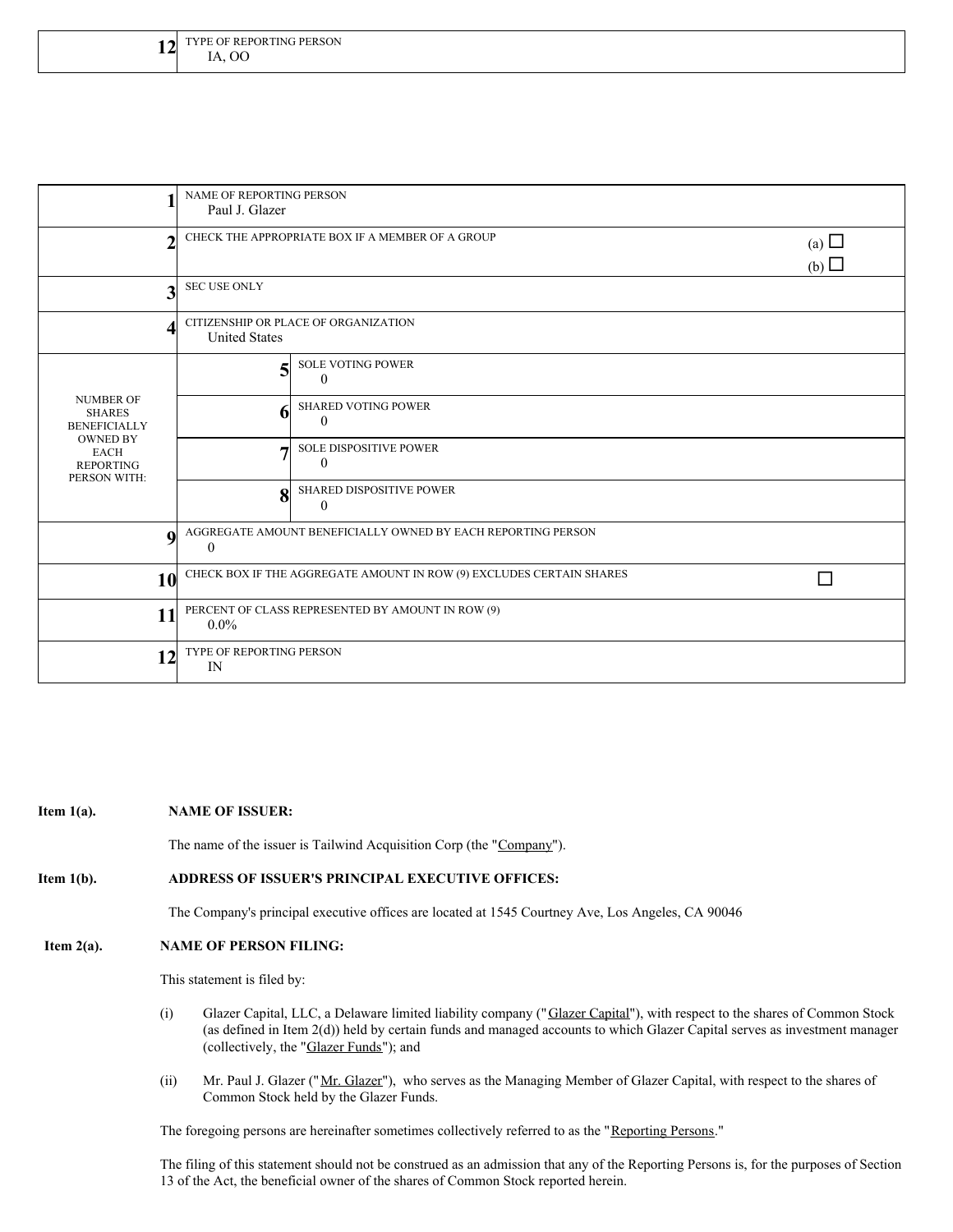| | |
|---|---|
| 12 | TYPE OF REPORTING PERSON<br>IA, OO |

| | | | |
|---|---|---|---|
| 1 | NAME OF REPORTING PERSON<br>Paul J. Glazer | | |
| 2 | CHECK THE APPROPRIATE BOX IF A MEMBER OF A GROUP | | (a) ☐<br>(b) ☐ |
| 3 | SEC USE ONLY | | |
| 4 | CITIZENSHIP OR PLACE OF ORGANIZATION<br>United States | | |
| NUMBER OF SHARES BENEFICIALLY OWNED BY EACH REPORTING PERSON WITH: | 5 | SOLE VOTING POWER<br>0 | |
| | 6 | SHARED VOTING POWER<br>0 | |
| | 7 | SOLE DISPOSITIVE POWER<br>0 | |
| | 8 | SHARED DISPOSITIVE POWER<br>0 | |
| 9 | AGGREGATE AMOUNT BENEFICIALLY OWNED BY EACH REPORTING PERSON<br>0 | | |
| 10 | CHECK BOX IF THE AGGREGATE AMOUNT IN ROW (9) EXCLUDES CERTAIN SHARES | | ☐ |
| 11 | PERCENT OF CLASS REPRESENTED BY AMOUNT IN ROW (9)<br>0.0% | | |
| 12 | TYPE OF REPORTING PERSON<br>IN | | |

**Item 1(a). NAME OF ISSUER:**

The name of the issuer is Tailwind Acquisition Corp (the "Company").

**Item 1(b). ADDRESS OF ISSUER'S PRINCIPAL EXECUTIVE OFFICES:**

The Company's principal executive offices are located at 1545 Courtney Ave, Los Angeles, CA 90046

**Item 2(a). NAME OF PERSON FILING:**

This statement is filed by:

(i) Glazer Capital, LLC, a Delaware limited liability company ("Glazer Capital"), with respect to the shares of Common Stock (as defined in Item 2(d)) held by certain funds and managed accounts to which Glazer Capital serves as investment manager (collectively, the "Glazer Funds"); and

(ii) Mr. Paul J. Glazer ("Mr. Glazer"), who serves as the Managing Member of Glazer Capital, with respect to the shares of Common Stock held by the Glazer Funds.

The foregoing persons are hereinafter sometimes collectively referred to as the "Reporting Persons."

The filing of this statement should not be construed as an admission that any of the Reporting Persons is, for the purposes of Section 13 of the Act, the beneficial owner of the shares of Common Stock reported herein.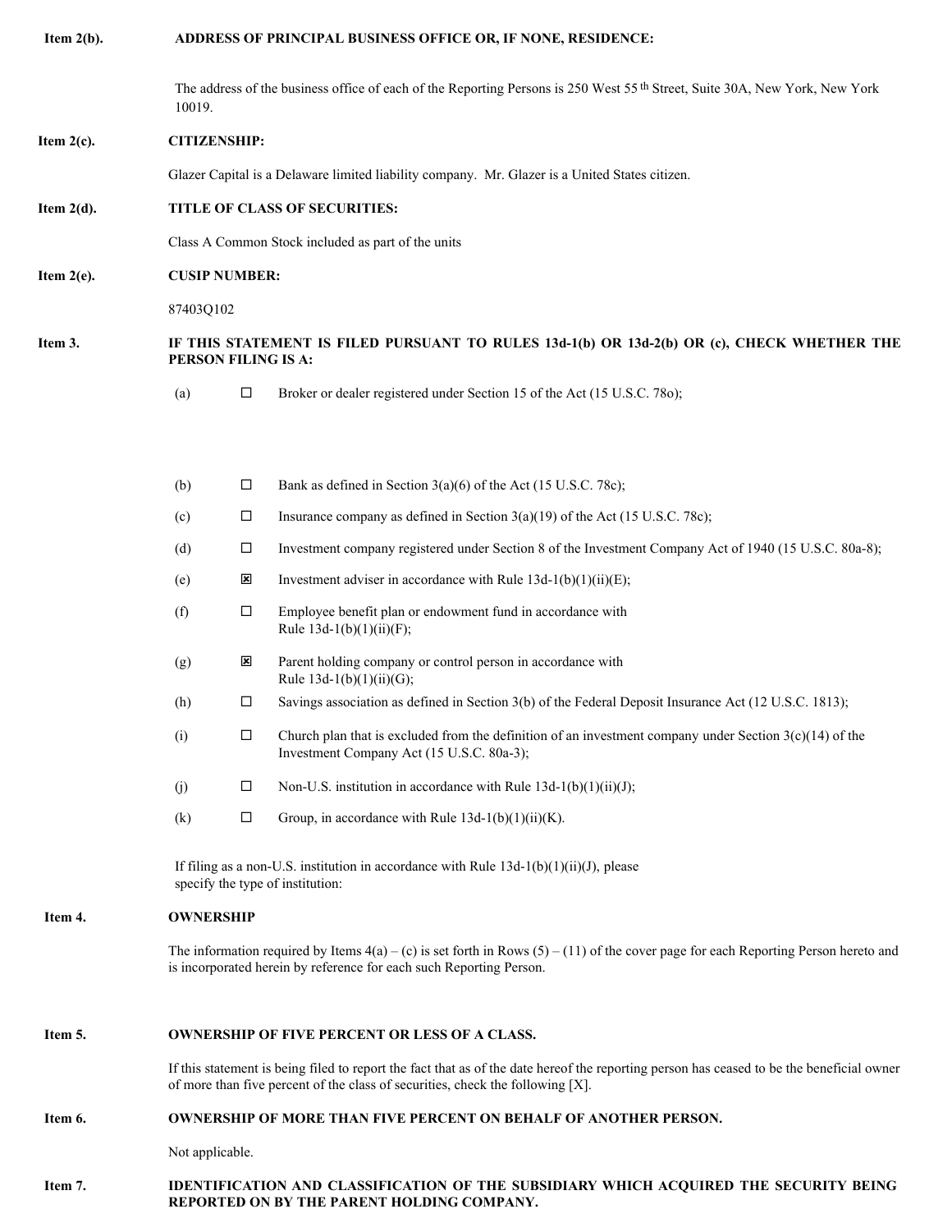**Item 2(b).** **ADDRESS OF PRINCIPAL BUSINESS OFFICE OR, IF NONE, RESIDENCE:**

The address of the business office of each of the Reporting Persons is 250 West 55[th] Street, Suite 30A, New York, New York 10019.

**Item 2(c).** **CITIZENSHIP:**

Glazer Capital is a Delaware limited liability company. Mr. Glazer is a United States citizen.

**Item 2(d).** **TITLE OF CLASS OF SECURITIES:**

Class A Common Stock included as part of the units

**Item 2(e).** **CUSIP NUMBER:**

87403Q102

**Item 3.** **IF THIS STATEMENT IS FILED PURSUANT TO RULES 13d-1(b) OR 13d-2(b) OR (c), CHECK WHETHER THE PERSON FILING IS A:**

(a) ☐ Broker or dealer registered under Section 15 of the Act (15 U.S.C. 78o);

(b) ☐ Bank as defined in Section 3(a)(6) of the Act (15 U.S.C. 78c);

(c) ☐ Insurance company as defined in Section 3(a)(19) of the Act (15 U.S.C. 78c);

(d) ☐ Investment company registered under Section 8 of the Investment Company Act of 1940 (15 U.S.C. 80a-8);

(e) ☒ Investment adviser in accordance with Rule 13d-1(b)(1)(ii)(E);

(f) ☐ Employee benefit plan or endowment fund in accordance with Rule 13d-1(b)(1)(ii)(F);

(g) ☒ Parent holding company or control person in accordance with Rule 13d-1(b)(1)(ii)(G);

(h) ☐ Savings association as defined in Section 3(b) of the Federal Deposit Insurance Act (12 U.S.C. 1813);

(i) ☐ Church plan that is excluded from the definition of an investment company under Section 3(c)(14) of the Investment Company Act (15 U.S.C. 80a-3);

(j) ☐ Non-U.S. institution in accordance with Rule 13d-1(b)(1)(ii)(J);

(k) ☐ Group, in accordance with Rule 13d-1(b)(1)(ii)(K).

If filing as a non-U.S. institution in accordance with Rule 13d-1(b)(1)(ii)(J), please specify the type of institution:

**Item 4.** **OWNERSHIP**

The information required by Items 4(a) – (c) is set forth in Rows (5) – (11) of the cover page for each Reporting Person hereto and is incorporated herein by reference for each such Reporting Person.

**Item 5.** **OWNERSHIP OF FIVE PERCENT OR LESS OF A CLASS.**

If this statement is being filed to report the fact that as of the date hereof the reporting person has ceased to be the beneficial owner of more than five percent of the class of securities, check the following [X].

**Item 6.** **OWNERSHIP OF MORE THAN FIVE PERCENT ON BEHALF OF ANOTHER PERSON.**

Not applicable.

**Item 7.** **IDENTIFICATION AND CLASSIFICATION OF THE SUBSIDIARY WHICH ACQUIRED THE SECURITY BEING REPORTED ON BY THE PARENT HOLDING COMPANY.**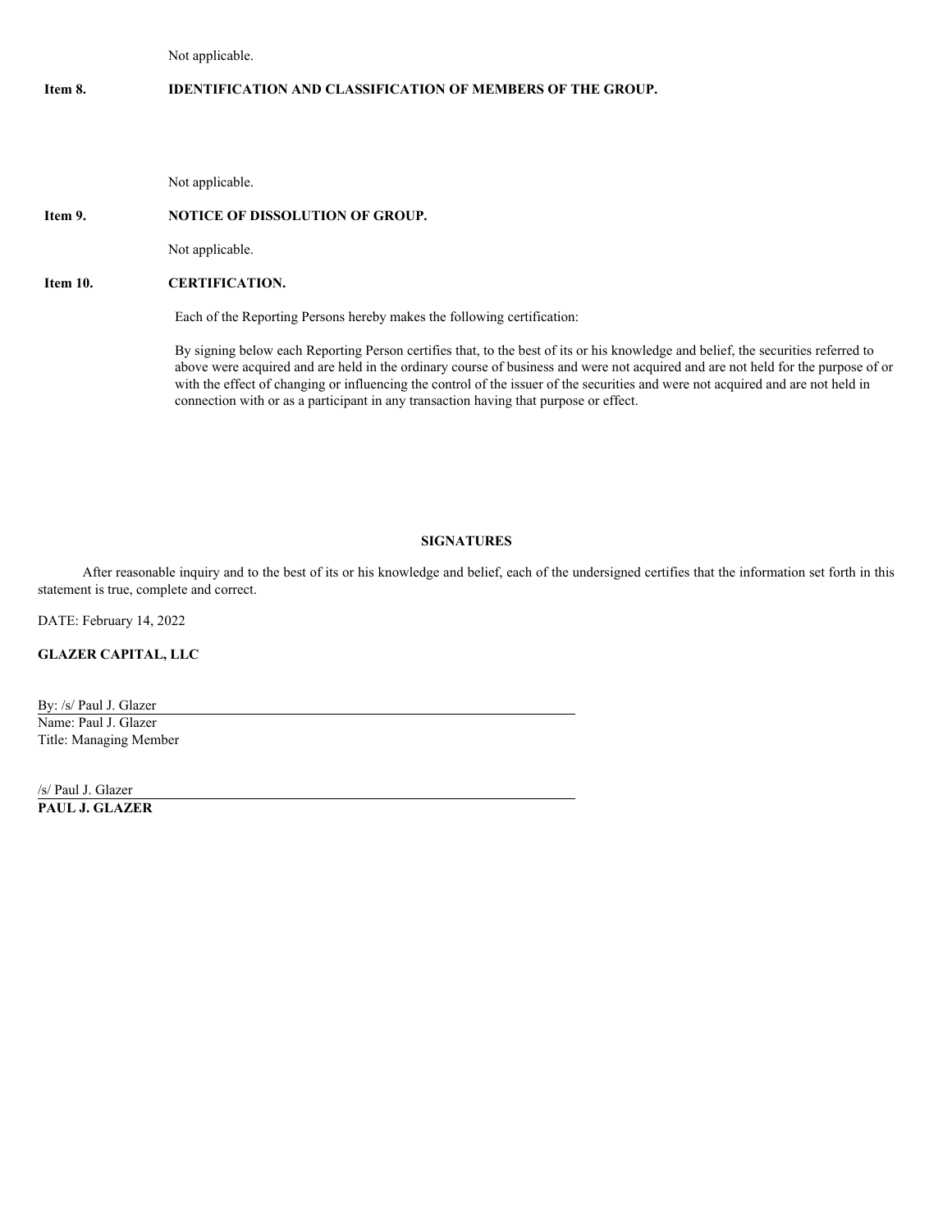Not applicable.

**Item 8. IDENTIFICATION AND CLASSIFICATION OF MEMBERS OF THE GROUP.**

Not applicable.

**Item 9. NOTICE OF DISSOLUTION OF GROUP.**

Not applicable.

**Item 10. CERTIFICATION.**

Each of the Reporting Persons hereby makes the following certification:

By signing below each Reporting Person certifies that, to the best of its or his knowledge and belief, the securities referred to above were acquired and are held in the ordinary course of business and were not acquired and are not held for the purpose of or with the effect of changing or influencing the control of the issuer of the securities and were not acquired and are not held in connection with or as a participant in any transaction having that purpose or effect.

**SIGNATURES**

After reasonable inquiry and to the best of its or his knowledge and belief, each of the undersigned certifies that the information set forth in this statement is true, complete and correct.

DATE: February 14, 2022

**GLAZER CAPITAL, LLC**

By: /s/ Paul J. Glazer
Name: Paul J. Glazer
Title: Managing Member

/s/ Paul J. Glazer
**PAUL J. GLAZER**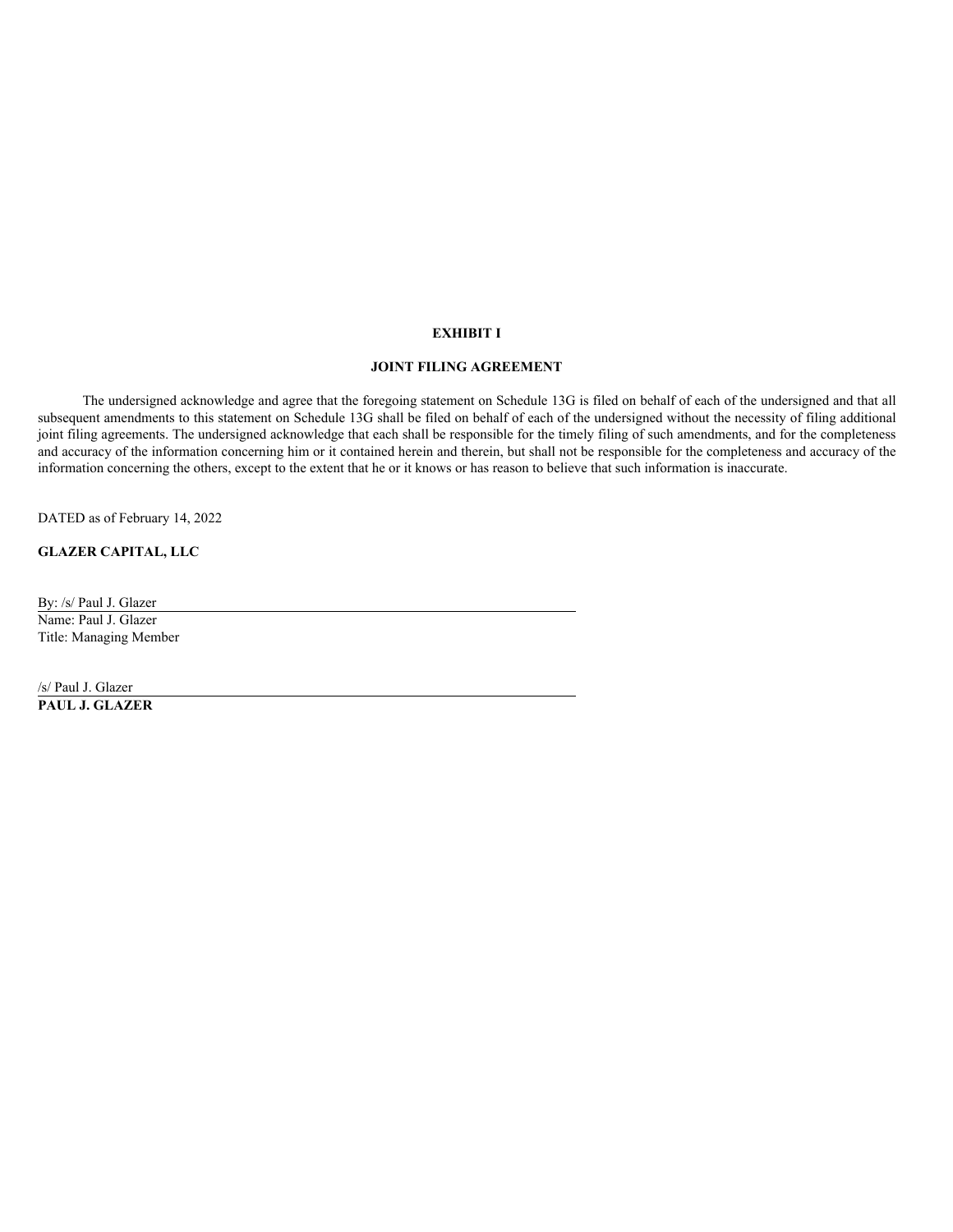**EXHIBIT I**

**JOINT FILING AGREEMENT**

The undersigned acknowledge and agree that the foregoing statement on Schedule 13G is filed on behalf of each of the undersigned and that all subsequent amendments to this statement on Schedule 13G shall be filed on behalf of each of the undersigned without the necessity of filing additional joint filing agreements. The undersigned acknowledge that each shall be responsible for the timely filing of such amendments, and for the completeness and accuracy of the information concerning him or it contained herein and therein, but shall not be responsible for the completeness and accuracy of the information concerning the others, except to the extent that he or it knows or has reason to believe that such information is inaccurate.

DATED as of February 14, 2022

**GLAZER CAPITAL, LLC**

By: /s/ Paul J. Glazer
Name: Paul J. Glazer
Title: Managing Member

/s/ Paul J. Glazer
**PAUL J. GLAZER**